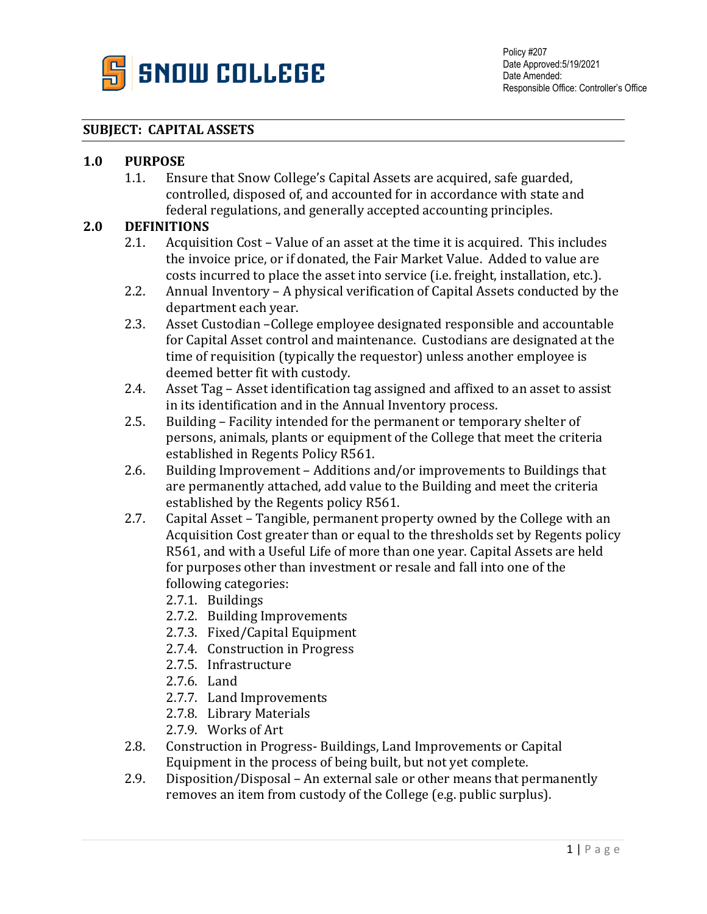SNOW COLLEGE

Policy #207
Date Approved:5/19/2021
Date Amended:
Responsible Office: Controller's Office

**SUBJECT: CAPITAL ASSETS**

**1.0 PURPOSE**

1.1. Ensure that Snow College's Capital Assets are acquired, safe guarded, controlled, disposed of, and accounted for in accordance with state and federal regulations, and generally accepted accounting principles.

**2.0 DEFINITIONS**

2.1. Acquisition Cost – Value of an asset at the time it is acquired. This includes the invoice price, or if donated, the Fair Market Value. Added to value are costs incurred to place the asset into service (i.e. freight, installation, etc.).

2.2. Annual Inventory – A physical verification of Capital Assets conducted by the department each year.

2.3. Asset Custodian –College employee designated responsible and accountable for Capital Asset control and maintenance. Custodians are designated at the time of requisition (typically the requestor) unless another employee is deemed better fit with custody.

2.4. Asset Tag – Asset identification tag assigned and affixed to an asset to assist in its identification and in the Annual Inventory process.

2.5. Building – Facility intended for the permanent or temporary shelter of persons, animals, plants or equipment of the College that meet the criteria established in Regents Policy R561.

2.6. Building Improvement – Additions and/or improvements to Buildings that are permanently attached, add value to the Building and meet the criteria established by the Regents policy R561.

2.7. Capital Asset – Tangible, permanent property owned by the College with an Acquisition Cost greater than or equal to the thresholds set by Regents policy R561, and with a Useful Life of more than one year. Capital Assets are held for purposes other than investment or resale and fall into one of the following categories:

2.7.1. Buildings
2.7.2. Building Improvements
2.7.3. Fixed/Capital Equipment
2.7.4. Construction in Progress
2.7.5. Infrastructure
2.7.6. Land
2.7.7. Land Improvements
2.7.8. Library Materials
2.7.9. Works of Art

2.8. Construction in Progress- Buildings, Land Improvements or Capital Equipment in the process of being built, but not yet complete.

2.9. Disposition/Disposal – An external sale or other means that permanently removes an item from custody of the College (e.g. public surplus).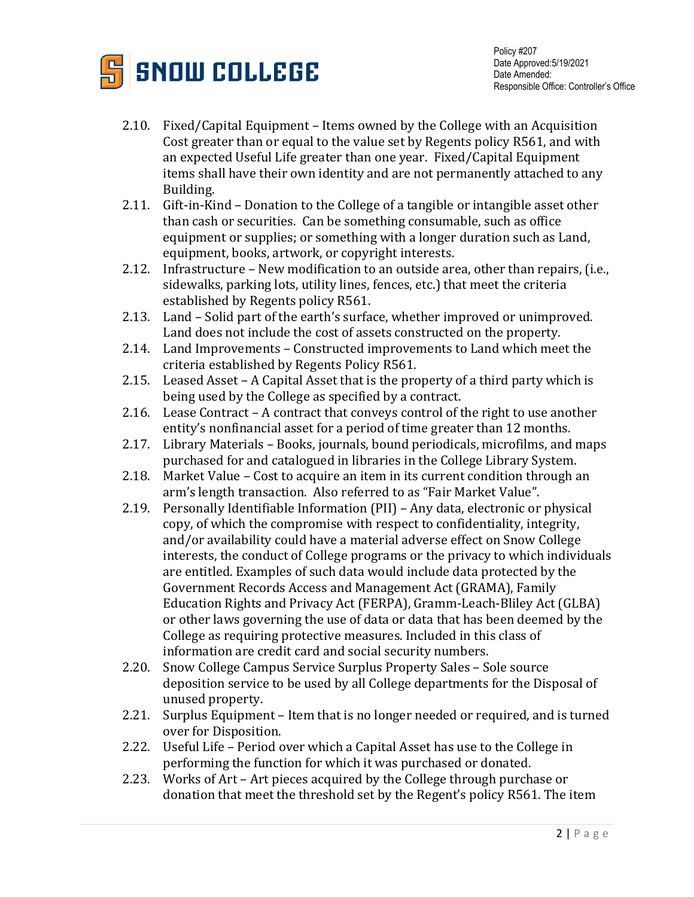2.10. Fixed/Capital Equipment – Items owned by the College with an Acquisition Cost greater than or equal to the value set by Regents policy R561, and with an expected Useful Life greater than one year. Fixed/Capital Equipment items shall have their own identity and are not permanently attached to any Building.

2.11. Gift-in-Kind – Donation to the College of a tangible or intangible asset other than cash or securities. Can be something consumable, such as office equipment or supplies; or something with a longer duration such as Land, equipment, books, artwork, or copyright interests.

2.12. Infrastructure – New modification to an outside area, other than repairs, (i.e., sidewalks, parking lots, utility lines, fences, etc.) that meet the criteria established by Regents policy R561.

2.13. Land – Solid part of the earth's surface, whether improved or unimproved. Land does not include the cost of assets constructed on the property.

2.14. Land Improvements – Constructed improvements to Land which meet the criteria established by Regents Policy R561.

2.15. Leased Asset – A Capital Asset that is the property of a third party which is being used by the College as specified by a contract.

2.16. Lease Contract – A contract that conveys control of the right to use another entity's nonfinancial asset for a period of time greater than 12 months.

2.17. Library Materials – Books, journals, bound periodicals, microfilms, and maps purchased for and catalogued in libraries in the College Library System.

2.18. Market Value – Cost to acquire an item in its current condition through an arm's length transaction. Also referred to as "Fair Market Value".

2.19. Personally Identifiable Information (PII) – Any data, electronic or physical copy, of which the compromise with respect to confidentiality, integrity, and/or availability could have a material adverse effect on Snow College interests, the conduct of College programs or the privacy to which individuals are entitled. Examples of such data would include data protected by the Government Records Access and Management Act (GRAMA), Family Education Rights and Privacy Act (FERPA), Gramm-Leach-Bliley Act (GLBA) or other laws governing the use of data or data that has been deemed by the College as requiring protective measures. Included in this class of information are credit card and social security numbers.

2.20. Snow College Campus Service Surplus Property Sales – Sole source deposition service to be used by all College departments for the Disposal of unused property.

2.21. Surplus Equipment – Item that is no longer needed or required, and is turned over for Disposition.

2.22. Useful Life – Period over which a Capital Asset has use to the College in performing the function for which it was purchased or donated.

2.23. Works of Art – Art pieces acquired by the College through purchase or donation that meet the threshold set by the Regent's policy R561. The item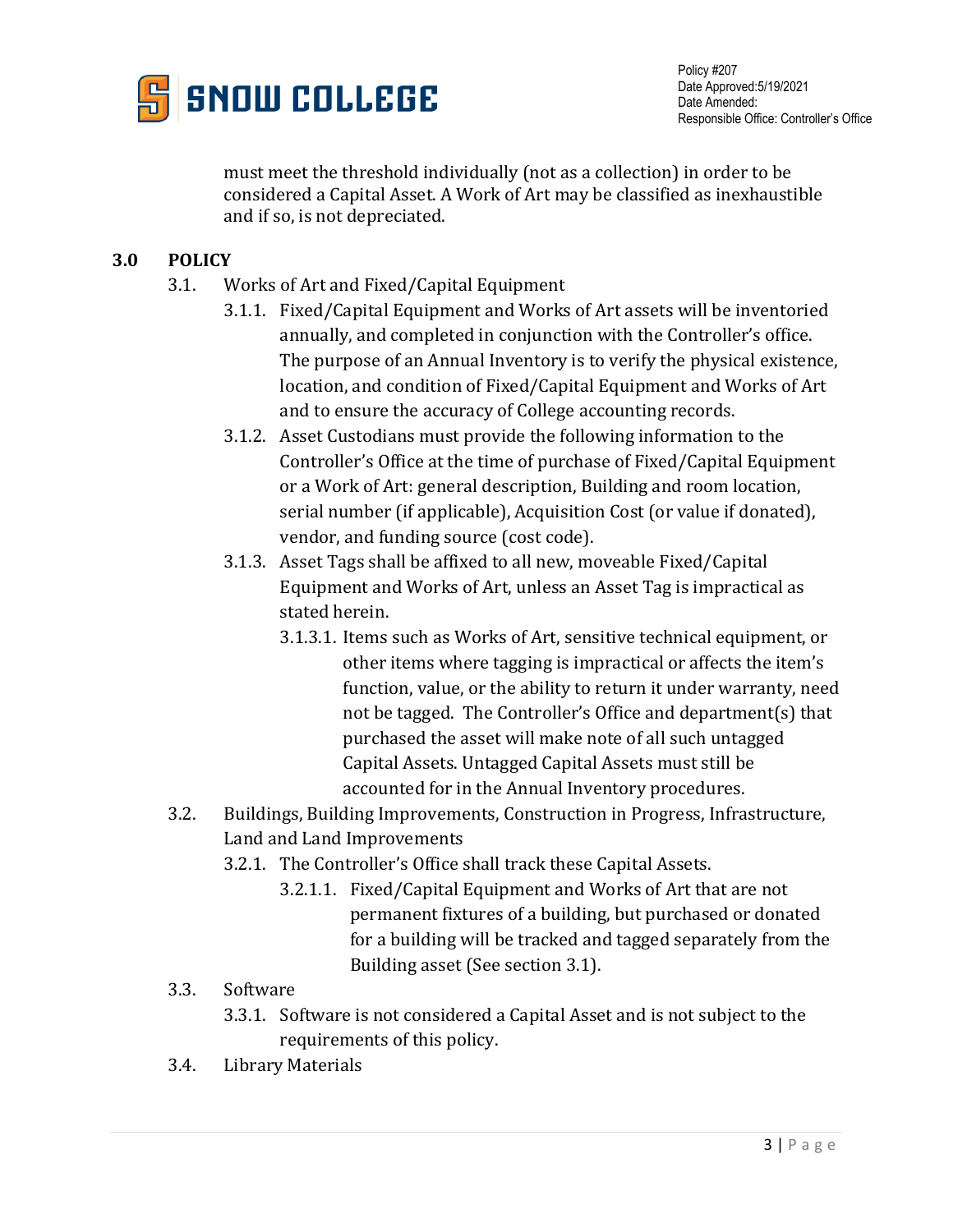must meet the threshold individually (not as a collection) in order to be considered a Capital Asset. A Work of Art may be classified as inexhaustible and if so, is not depreciated.

## 3.0 POLICY

3.1. Works of Art and Fixed/Capital Equipment

3.1.1. Fixed/Capital Equipment and Works of Art assets will be inventoried annually, and completed in conjunction with the Controller's office. The purpose of an Annual Inventory is to verify the physical existence, location, and condition of Fixed/Capital Equipment and Works of Art and to ensure the accuracy of College accounting records.

3.1.2. Asset Custodians must provide the following information to the Controller's Office at the time of purchase of Fixed/Capital Equipment or a Work of Art: general description, Building and room location, serial number (if applicable), Acquisition Cost (or value if donated), vendor, and funding source (cost code).

3.1.3. Asset Tags shall be affixed to all new, moveable Fixed/Capital Equipment and Works of Art, unless an Asset Tag is impractical as stated herein.

3.1.3.1. Items such as Works of Art, sensitive technical equipment, or other items where tagging is impractical or affects the item's function, value, or the ability to return it under warranty, need not be tagged. The Controller's Office and department(s) that purchased the asset will make note of all such untagged Capital Assets. Untagged Capital Assets must still be accounted for in the Annual Inventory procedures.

3.2. Buildings, Building Improvements, Construction in Progress, Infrastructure, Land and Land Improvements

3.2.1. The Controller's Office shall track these Capital Assets.

3.2.1.1. Fixed/Capital Equipment and Works of Art that are not permanent fixtures of a building, but purchased or donated for a building will be tracked and tagged separately from the Building asset (See section 3.1).

3.3. Software

3.3.1. Software is not considered a Capital Asset and is not subject to the requirements of this policy.

3.4. Library Materials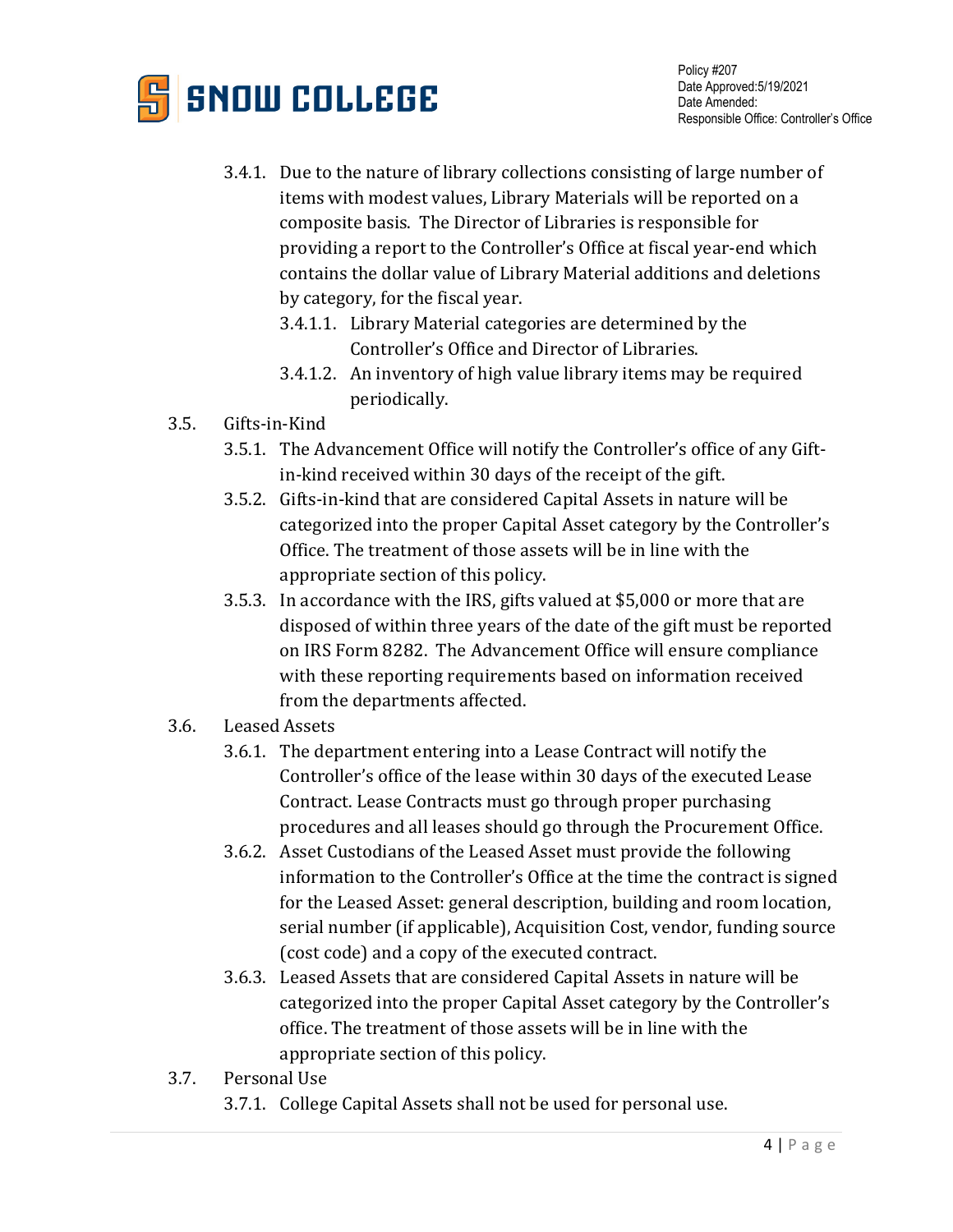3.4.1. Due to the nature of library collections consisting of large number of items with modest values, Library Materials will be reported on a composite basis. The Director of Libraries is responsible for providing a report to the Controller's Office at fiscal year-end which contains the dollar value of Library Material additions and deletions by category, for the fiscal year.

3.4.1.1. Library Material categories are determined by the Controller's Office and Director of Libraries.

3.4.1.2. An inventory of high value library items may be required periodically.

3.5. Gifts-in-Kind

3.5.1. The Advancement Office will notify the Controller's office of any Gift-in-kind received within 30 days of the receipt of the gift.

3.5.2. Gifts-in-kind that are considered Capital Assets in nature will be categorized into the proper Capital Asset category by the Controller's Office. The treatment of those assets will be in line with the appropriate section of this policy.

3.5.3. In accordance with the IRS, gifts valued at $5,000 or more that are disposed of within three years of the date of the gift must be reported on IRS Form 8282. The Advancement Office will ensure compliance with these reporting requirements based on information received from the departments affected.

3.6. Leased Assets

3.6.1. The department entering into a Lease Contract will notify the Controller's office of the lease within 30 days of the executed Lease Contract. Lease Contracts must go through proper purchasing procedures and all leases should go through the Procurement Office.

3.6.2. Asset Custodians of the Leased Asset must provide the following information to the Controller's Office at the time the contract is signed for the Leased Asset: general description, building and room location, serial number (if applicable), Acquisition Cost, vendor, funding source (cost code) and a copy of the executed contract.

3.6.3. Leased Assets that are considered Capital Assets in nature will be categorized into the proper Capital Asset category by the Controller's office. The treatment of those assets will be in line with the appropriate section of this policy.

3.7. Personal Use

3.7.1. College Capital Assets shall not be used for personal use.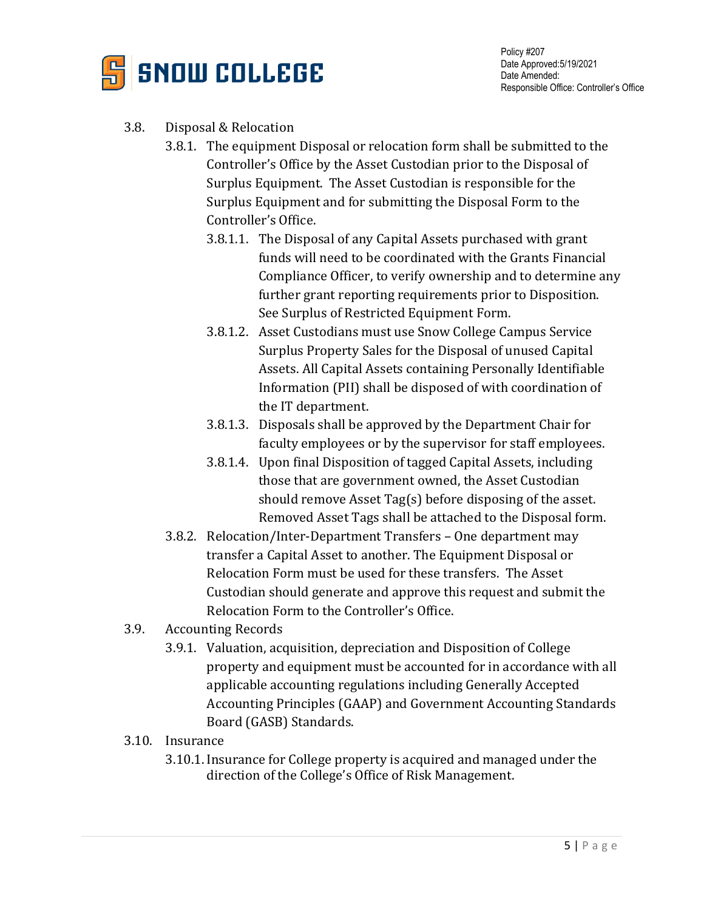3.8. Disposal & Relocation

3.8.1. The equipment Disposal or relocation form shall be submitted to the Controller's Office by the Asset Custodian prior to the Disposal of Surplus Equipment. The Asset Custodian is responsible for the Surplus Equipment and for submitting the Disposal Form to the Controller's Office.

3.8.1.1. The Disposal of any Capital Assets purchased with grant funds will need to be coordinated with the Grants Financial Compliance Officer, to verify ownership and to determine any further grant reporting requirements prior to Disposition. See Surplus of Restricted Equipment Form.

3.8.1.2. Asset Custodians must use Snow College Campus Service Surplus Property Sales for the Disposal of unused Capital Assets. All Capital Assets containing Personally Identifiable Information (PII) shall be disposed of with coordination of the IT department.

3.8.1.3. Disposals shall be approved by the Department Chair for faculty employees or by the supervisor for staff employees.

3.8.1.4. Upon final Disposition of tagged Capital Assets, including those that are government owned, the Asset Custodian should remove Asset Tag(s) before disposing of the asset. Removed Asset Tags shall be attached to the Disposal form.

3.8.2. Relocation/Inter-Department Transfers – One department may transfer a Capital Asset to another. The Equipment Disposal or Relocation Form must be used for these transfers. The Asset Custodian should generate and approve this request and submit the Relocation Form to the Controller's Office.

3.9. Accounting Records

3.9.1. Valuation, acquisition, depreciation and Disposition of College property and equipment must be accounted for in accordance with all applicable accounting regulations including Generally Accepted Accounting Principles (GAAP) and Government Accounting Standards Board (GASB) Standards.

3.10. Insurance

3.10.1. Insurance for College property is acquired and managed under the direction of the College's Office of Risk Management.